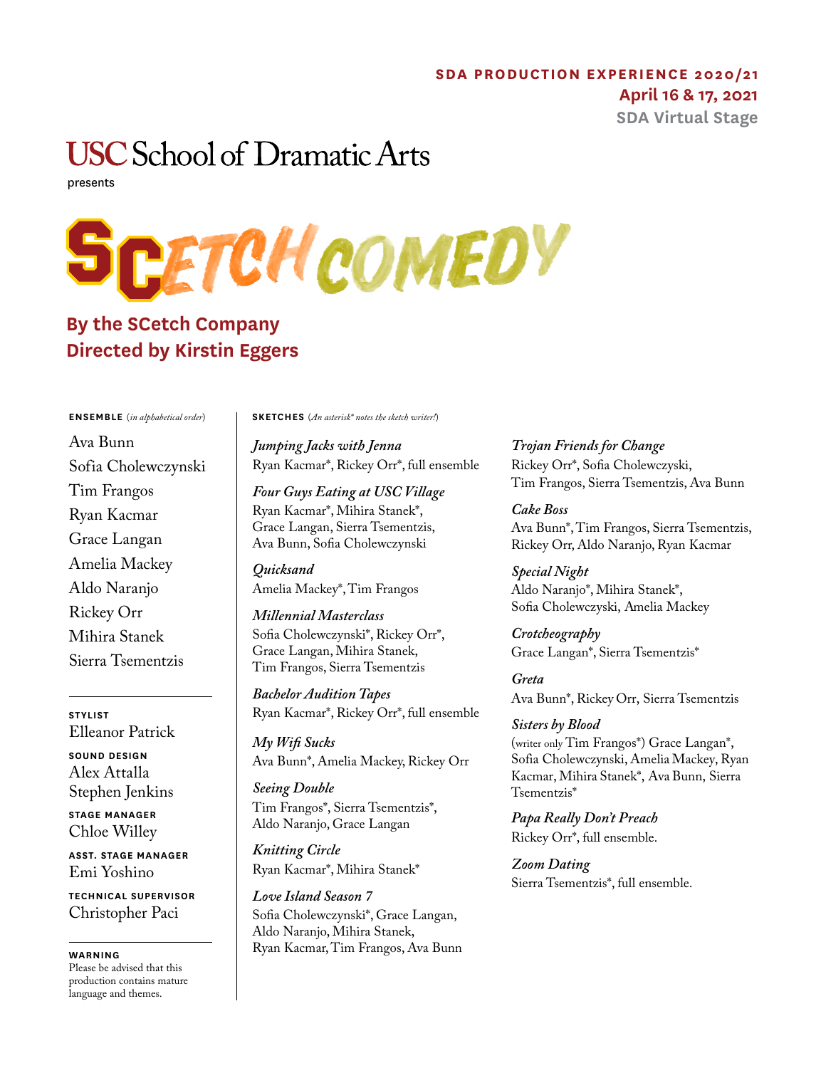**SDA PRODUCTION EXPERIENCE 2020/21**
**April 16 & 17, 2021**
**SDA Virtual Stage**

USC School of Dramatic Arts

presents

# SCETCH COMEDY

## By the SCetch Company
## Directed by Kirstin Eggers

**ENSEMBLE** (*in alphabetical order*)

Ava Bunn
Sofia Cholewczynski
Tim Frangos
Ryan Kacmar
Grace Langan
Amelia Mackey
Aldo Naranjo
Rickey Orr
Mihira Stanek
Sierra Tsementzis

**STYLIST**
Elleanor Patrick

**SOUND DESIGN**
Alex Attalla
Stephen Jenkins

**STAGE MANAGER**
Chloe Willey

**ASST. STAGE MANAGER**
Emi Yoshino

**TECHNICAL SUPERVISOR**
Christopher Paci

**WARNING**
Please be advised that this production contains mature language and themes.

**SKETCHES** (*An asterisk* notes the sketch writer!*)

*Jumping Jacks with Jenna*
Ryan Kacmar*, Rickey Orr*, full ensemble

*Four Guys Eating at USC Village*
Ryan Kacmar*, Mihira Stanek*, Grace Langan, Sierra Tsementzis, Ava Bunn, Sofia Cholewczynski

*Quicksand*
Amelia Mackey*, Tim Frangos

*Millennial Masterclass*
Sofia Cholewczynski*, Rickey Orr*, Grace Langan, Mihira Stanek, Tim Frangos, Sierra Tsementzis

*Bachelor Audition Tapes*
Ryan Kacmar*, Rickey Orr*, full ensemble

*My Wifi Sucks*
Ava Bunn*, Amelia Mackey, Rickey Orr

*Seeing Double*
Tim Frangos*, Sierra Tsementzis*, Aldo Naranjo, Grace Langan

*Knitting Circle*
Ryan Kacmar*, Mihira Stanek*

*Love Island Season 7*
Sofia Cholewczynski*, Grace Langan, Aldo Naranjo, Mihira Stanek, Ryan Kacmar, Tim Frangos, Ava Bunn

*Trojan Friends for Change*
Rickey Orr*, Sofia Cholewczyski, Tim Frangos, Sierra Tsementzis, Ava Bunn

*Cake Boss*
Ava Bunn*, Tim Frangos, Sierra Tsementzis, Rickey Orr, Aldo Naranjo, Ryan Kacmar

*Special Night*
Aldo Naranjo*, Mihira Stanek*, Sofia Cholewczyski, Amelia Mackey

*Crotcheography*
Grace Langan*, Sierra Tsementzis*

*Greta*
Ava Bunn*, Rickey Orr, Sierra Tsementzis

*Sisters by Blood*
(writer only Tim Frangos*) Grace Langan*, Sofia Cholewczynski, Amelia Mackey, Ryan Kacmar, Mihira Stanek*, Ava Bunn, Sierra Tsementzis*

*Papa Really Don't Preach*
Rickey Orr*, full ensemble.

*Zoom Dating*
Sierra Tsementzis*, full ensemble.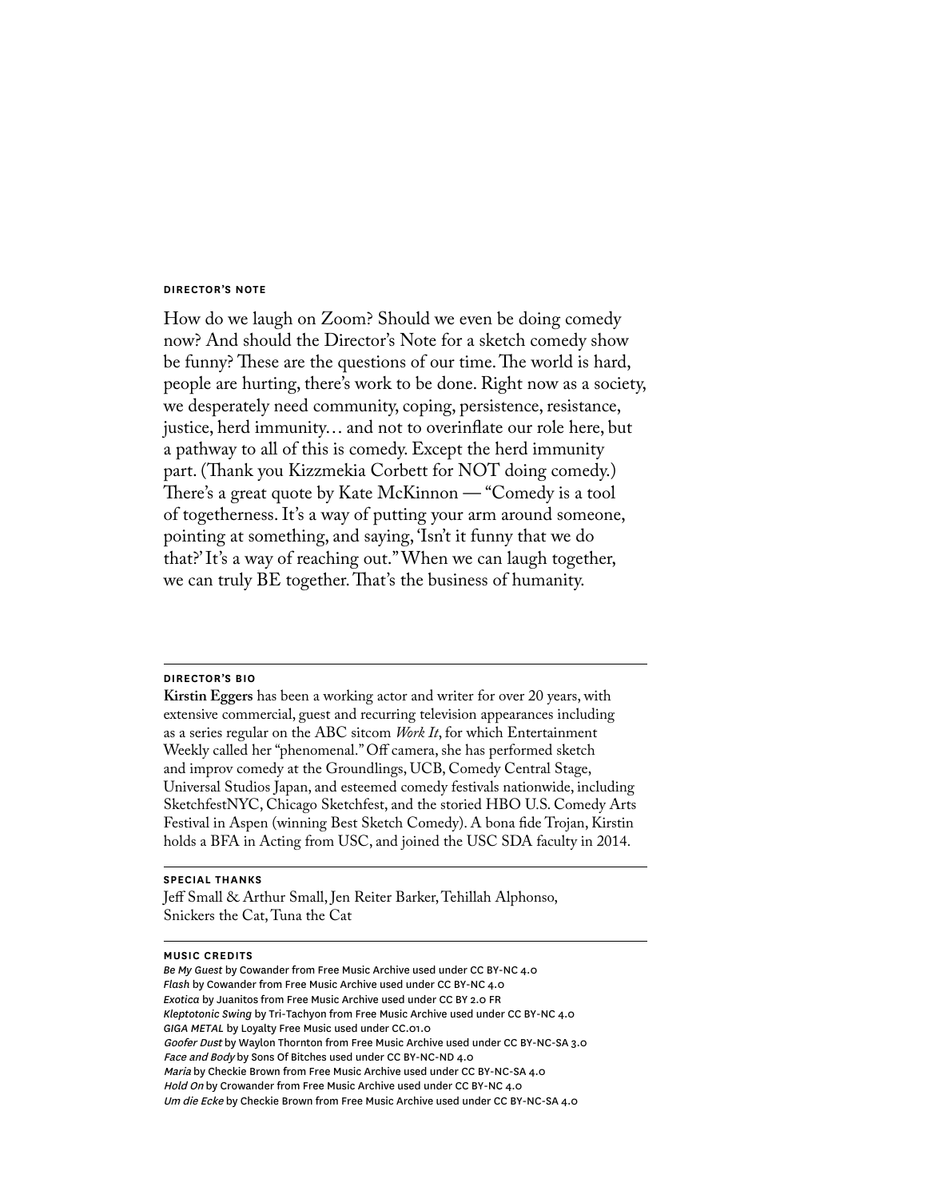## DIRECTOR'S NOTE

How do we laugh on Zoom? Should we even be doing comedy now? And should the Director's Note for a sketch comedy show be funny? These are the questions of our time. The world is hard, people are hurting, there's work to be done. Right now as a society, we desperately need community, coping, persistence, resistance, justice, herd immunity… and not to overinflate our role here, but a pathway to all of this is comedy. Except the herd immunity part. (Thank you Kizzmekia Corbett for NOT doing comedy.) There's a great quote by Kate McKinnon — "Comedy is a tool of togetherness. It's a way of putting your arm around someone, pointing at something, and saying, 'Isn't it funny that we do that?' It's a way of reaching out." When we can laugh together, we can truly BE together. That's the business of humanity.

## DIRECTOR'S BIO

**Kirstin Eggers** has been a working actor and writer for over 20 years, with extensive commercial, guest and recurring television appearances including as a series regular on the ABC sitcom *Work It*, for which Entertainment Weekly called her "phenomenal." Off camera, she has performed sketch and improv comedy at the Groundlings, UCB, Comedy Central Stage, Universal Studios Japan, and esteemed comedy festivals nationwide, including SketchfestNYC, Chicago Sketchfest, and the storied HBO U.S. Comedy Arts Festival in Aspen (winning Best Sketch Comedy). A bona fide Trojan, Kirstin holds a BFA in Acting from USC, and joined the USC SDA faculty in 2014.

## SPECIAL THANKS

Jeff Small & Arthur Small, Jen Reiter Barker, Tehillah Alphonso, Snickers the Cat, Tuna the Cat

## MUSIC CREDITS

*Be My Guest* by Cowander from Free Music Archive used under CC BY-NC 4.0
*Flash* by Cowander from Free Music Archive used under CC BY-NC 4.0
*Exotica* by Juanitos from Free Music Archive used under CC BY 2.0 FR
*Kleptotonic Swing* by Tri-Tachyon from Free Music Archive used under CC BY-NC 4.0
*GIGA METAL* by Loyalty Free Music used under CC.01.0
*Goofer Dust* by Waylon Thornton from Free Music Archive used under CC BY-NC-SA 3.0
*Face and Body* by Sons Of Bitches used under CC BY-NC-ND 4.0
*Maria* by Checkie Brown from Free Music Archive used under CC BY-NC-SA 4.0
*Hold On* by Crowander from Free Music Archive used under CC BY-NC 4.0
*Um die Ecke* by Checkie Brown from Free Music Archive used under CC BY-NC-SA 4.0